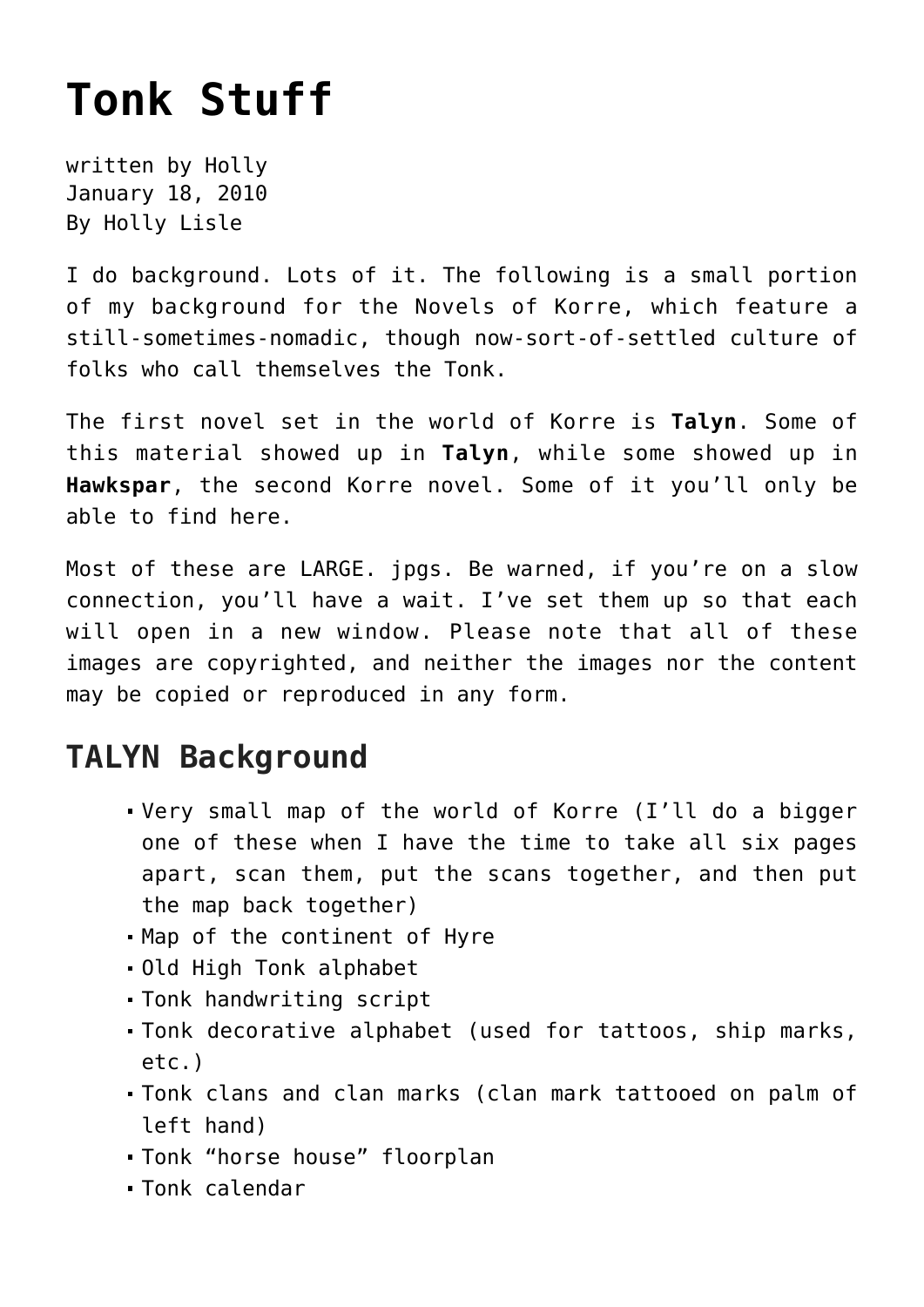# Tonk Stuff

written by Holly
January 18, 2010
By Holly Lisle

I do background. Lots of it. The following is a small portion of my background for the Novels of Korre, which feature a still-sometimes-nomadic, though now-sort-of-settled culture of folks who call themselves the Tonk.

The first novel set in the world of Korre is **Talyn**. Some of this material showed up in **Talyn**, while some showed up in **Hawkspar**, the second Korre novel. Some of it you'll only be able to find here.

Most of these are LARGE. jpgs. Be warned, if you're on a slow connection, you'll have a wait. I've set them up so that each will open in a new window. Please note that all of these images are copyrighted, and neither the images nor the content may be copied or reproduced in any form.

## TALYN Background

- Very small map of the world of Korre (I'll do a bigger one of these when I have the time to take all six pages apart, scan them, put the scans together, and then put the map back together)
- Map of the continent of Hyre
- Old High Tonk alphabet
- Tonk handwriting script
- Tonk decorative alphabet (used for tattoos, ship marks, etc.)
- Tonk clans and clan marks (clan mark tattooed on palm of left hand)
- Tonk "horse house" floorplan
- Tonk calendar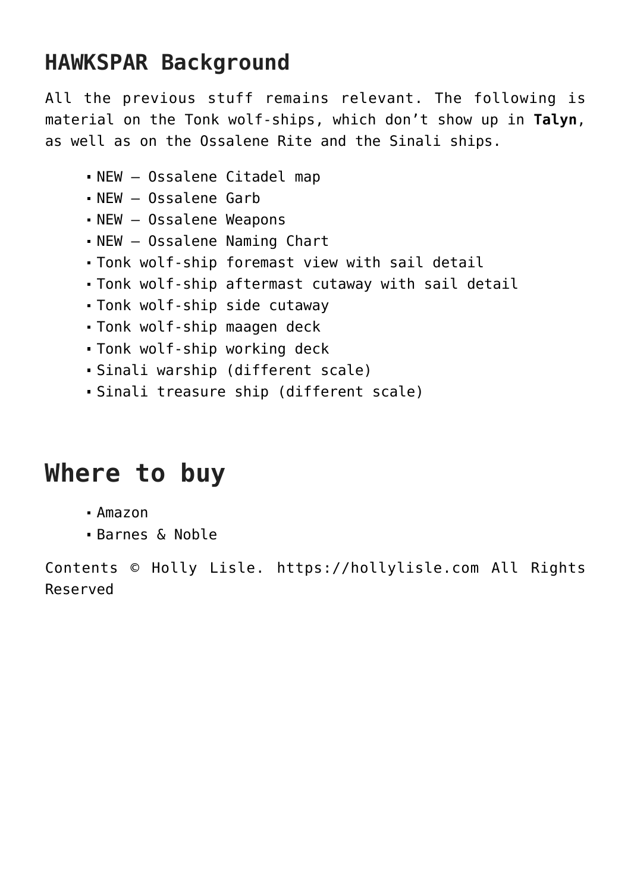## HAWKSPAR Background

All the previous stuff remains relevant. The following is material on the Tonk wolf-ships, which don't show up in **Talyn**, as well as on the Ossalene Rite and the Sinali ships.

- NEW – Ossalene Citadel map
- NEW – Ossalene Garb
- NEW – Ossalene Weapons
- NEW – Ossalene Naming Chart
- Tonk wolf-ship foremast view with sail detail
- Tonk wolf-ship aftermast cutaway with sail detail
- Tonk wolf-ship side cutaway
- Tonk wolf-ship maagen deck
- Tonk wolf-ship working deck
- Sinali warship (different scale)
- Sinali treasure ship (different scale)

# Where to buy

- Amazon
- Barnes & Noble

Contents © Holly Lisle. https://hollylisle.com All Rights Reserved